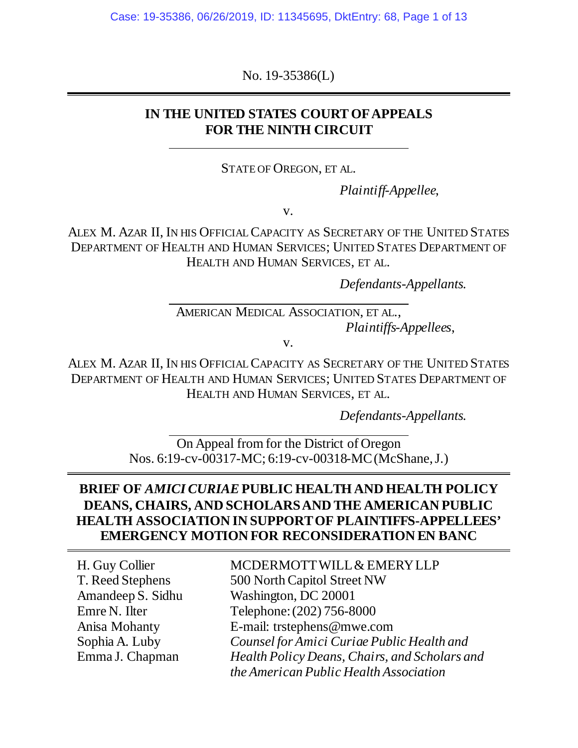No. 19-35386(L)

---

**IN THE UNITED STATES COURT OF APPEALS**
**FOR THE NINTH CIRCUIT**

---

STATE OF OREGON, ET AL.

*Plaintiff-Appellee,*

v.

ALEX M. AZAR II, IN HIS OFFICIAL CAPACITY AS SECRETARY OF THE UNITED STATES DEPARTMENT OF HEALTH AND HUMAN SERVICES; UNITED STATES DEPARTMENT OF HEALTH AND HUMAN SERVICES, ET AL.

*Defendants-Appellants.*

---

AMERICAN MEDICAL ASSOCIATION, ET AL.,

*Plaintiffs-Appellees,*

v.

ALEX M. AZAR II, IN HIS OFFICIAL CAPACITY AS SECRETARY OF THE UNITED STATES DEPARTMENT OF HEALTH AND HUMAN SERVICES; UNITED STATES DEPARTMENT OF HEALTH AND HUMAN SERVICES, ET AL.

*Defendants-Appellants.*

---

On Appeal from for the District of Oregon
Nos. 6:19-cv-00317-MC; 6:19-cv-00318-MC (McShane, J.)

---

**BRIEF OF *AMICI CURIAE* PUBLIC HEALTH AND HEALTH POLICY DEANS, CHAIRS, AND SCHOLARS AND THE AMERICAN PUBLIC HEALTH ASSOCIATION IN SUPPORT OF PLAINTIFFS-APPELLEES' EMERGENCY MOTION FOR RECONSIDERATION EN BANC**

---

H. Guy Collier
T. Reed Stephens
Amandeep S. Sidhu
Emre N. Ilter
Anisa Mohanty
Sophia A. Luby
Emma J. Chapman

MCDERMOTT WILL & EMERY LLP
500 North Capitol Street NW
Washington, DC 20001
Telephone: (202) 756-8000
E-mail: trstephens@mwe.com
*Counsel for Amici Curiae Public Health and Health Policy Deans, Chairs, and Scholars and the American Public Health Association*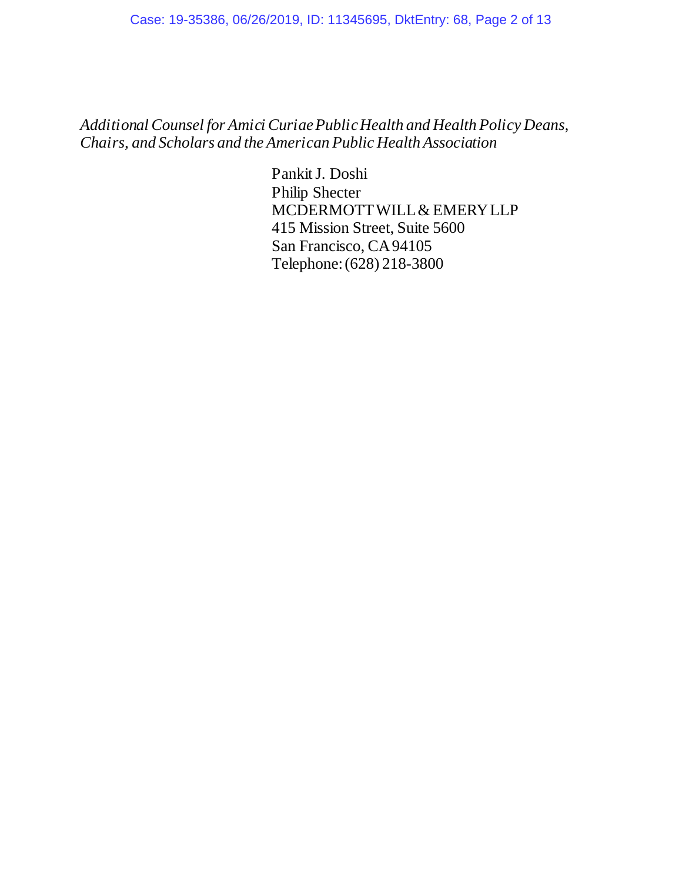*Additional Counsel for Amici Curiae Public Health and Health Policy Deans, Chairs, and Scholars and the American Public Health Association*

Pankit J. Doshi
Philip Shecter
MCDERMOTT WILL & EMERY LLP
415 Mission Street, Suite 5600
San Francisco, CA 94105
Telephone: (628) 218-3800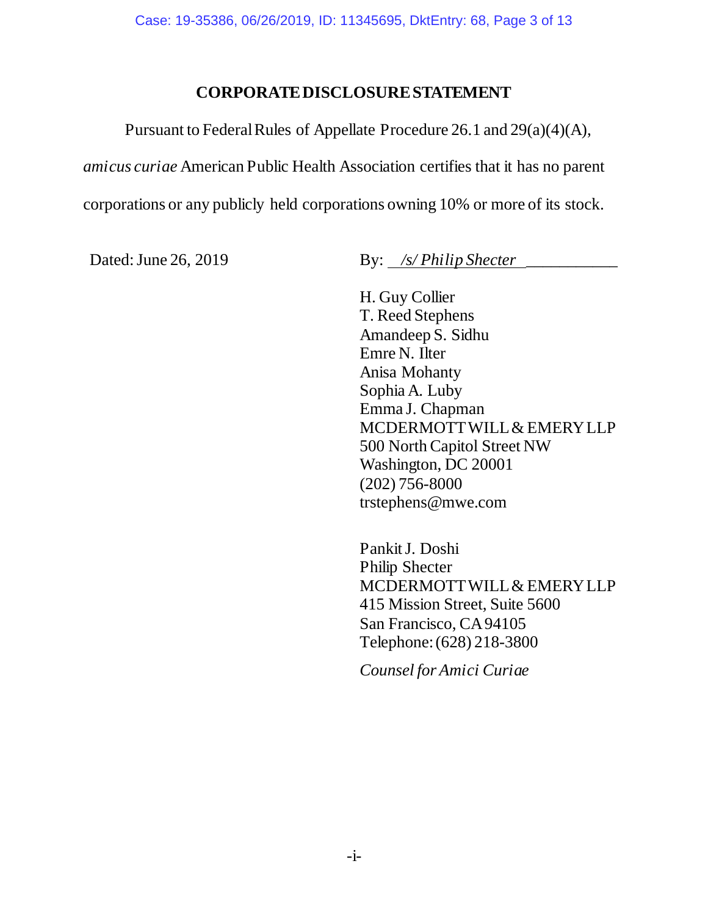# CORPORATE DISCLOSURE STATEMENT

Pursuant to Federal Rules of Appellate Procedure 26.1 and 29(a)(4)(A), *amicus curiae* American Public Health Association certifies that it has no parent corporations or any publicly held corporations owning 10% or more of its stock.

Dated: June 26, 2019

By: *\/s/ Philip Shecter*

H. Guy Collier
T. Reed Stephens
Amandeep S. Sidhu
Emre N. Ilter
Anisa Mohanty
Sophia A. Luby
Emma J. Chapman
MCDERMOTT WILL & EMERY LLP
500 North Capitol Street NW
Washington, DC 20001
(202) 756-8000
trstephens@mwe.com

Pankit J. Doshi
Philip Shecter
MCDERMOTT WILL & EMERY LLP
415 Mission Street, Suite 5600
San Francisco, CA 94105
Telephone: (628) 218-3800

*Counsel for Amici Curiae*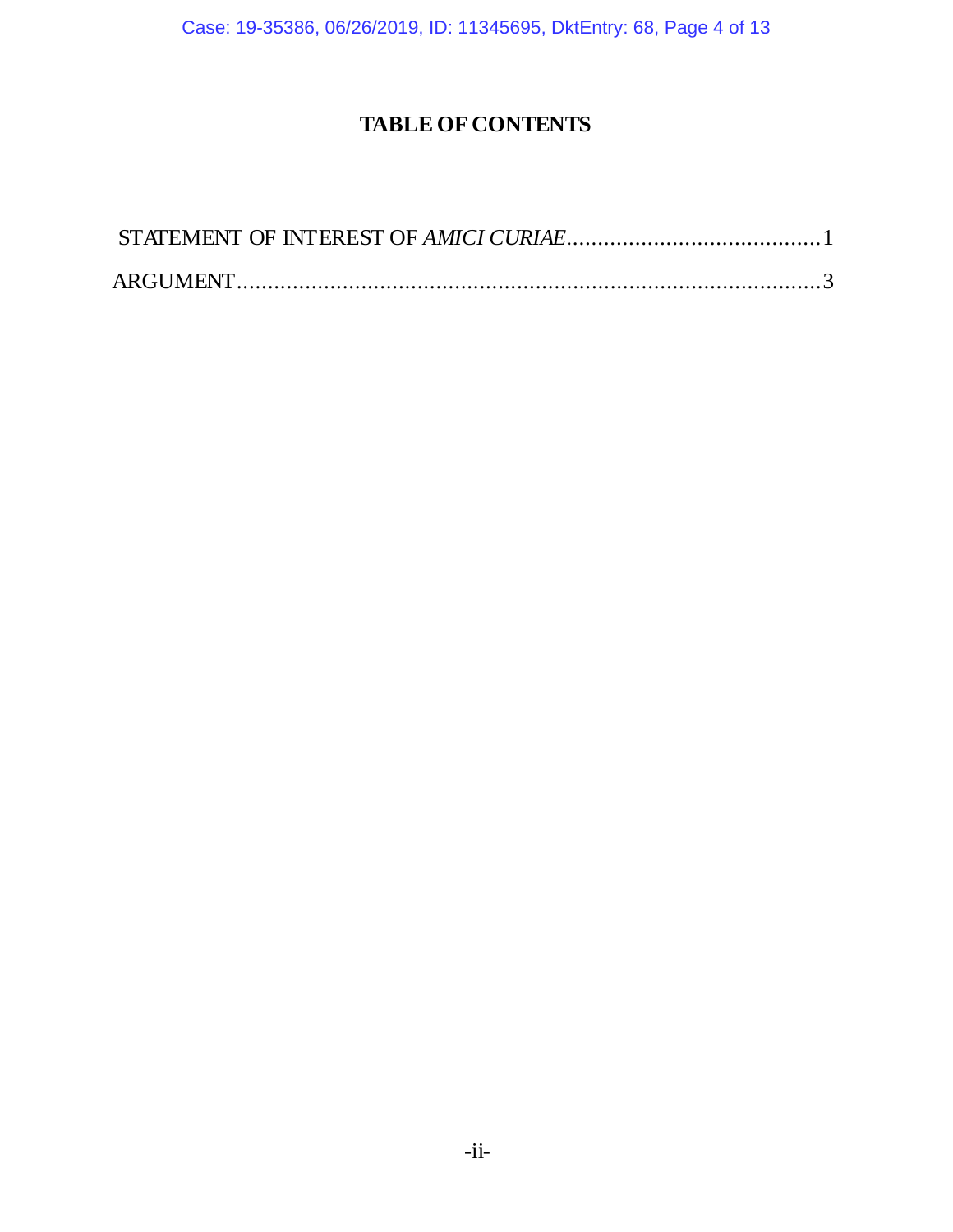# TABLE OF CONTENTS

STATEMENT OF INTEREST OF *AMICI CURIAE*......................................... 1

ARGUMENT........................................................................................ 3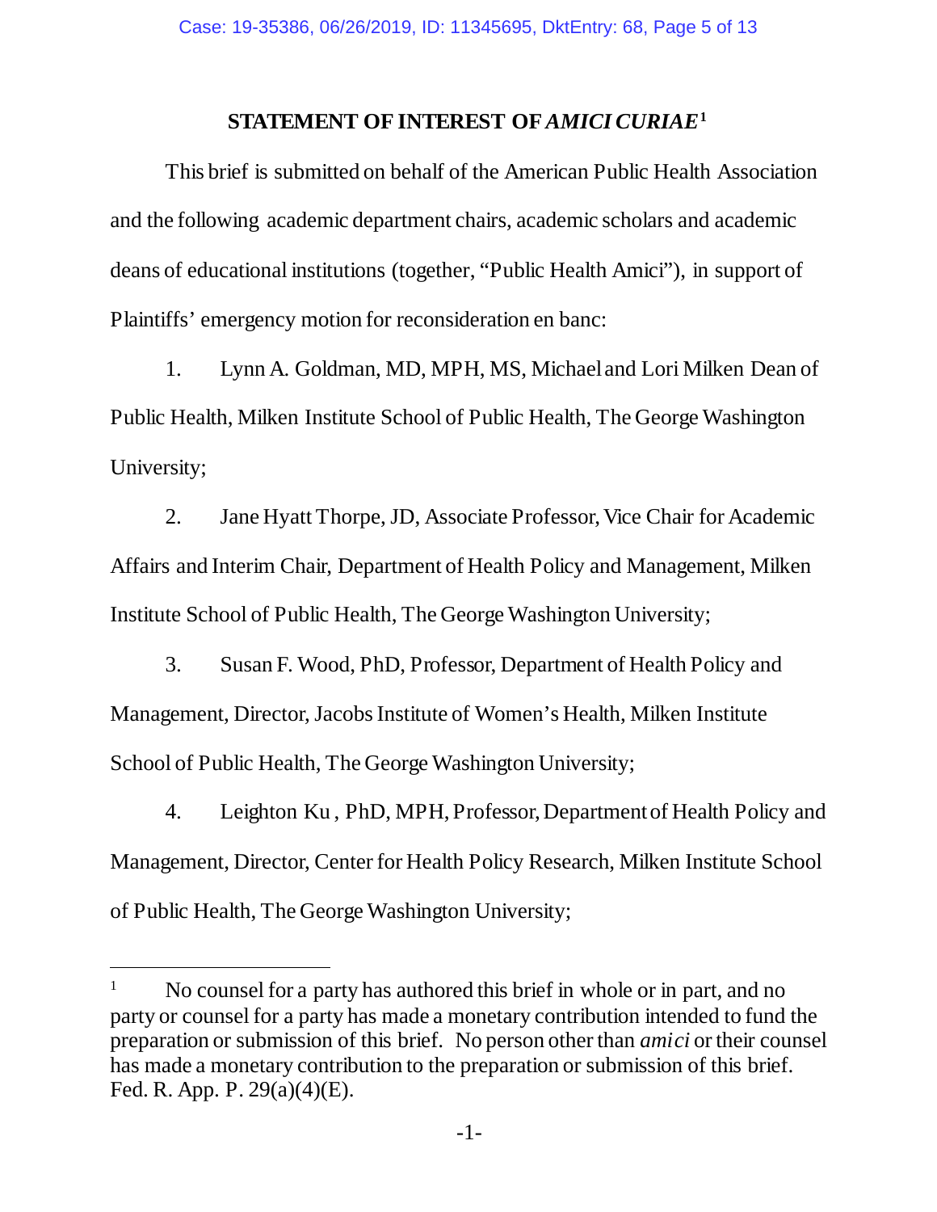## STATEMENT OF INTEREST OF *AMICI CURIAE*[1]

This brief is submitted on behalf of the American Public Health Association and the following academic department chairs, academic scholars and academic deans of educational institutions (together, "Public Health Amici"), in support of Plaintiffs' emergency motion for reconsideration en banc:

1. Lynn A. Goldman, MD, MPH, MS, Michael and Lori Milken Dean of Public Health, Milken Institute School of Public Health, The George Washington University;

2. Jane Hyatt Thorpe, JD, Associate Professor, Vice Chair for Academic Affairs and Interim Chair, Department of Health Policy and Management, Milken Institute School of Public Health, The George Washington University;

3. Susan F. Wood, PhD, Professor, Department of Health Policy and Management, Director, Jacobs Institute of Women's Health, Milken Institute School of Public Health, The George Washington University;

4. Leighton Ku , PhD, MPH, Professor, Department of Health Policy and Management, Director, Center for Health Policy Research, Milken Institute School of Public Health, The George Washington University;

---

[1] No counsel for a party has authored this brief in whole or in part, and no party or counsel for a party has made a monetary contribution intended to fund the preparation or submission of this brief. No person other than *amici* or their counsel has made a monetary contribution to the preparation or submission of this brief. Fed. R. App. P. 29(a)(4)(E).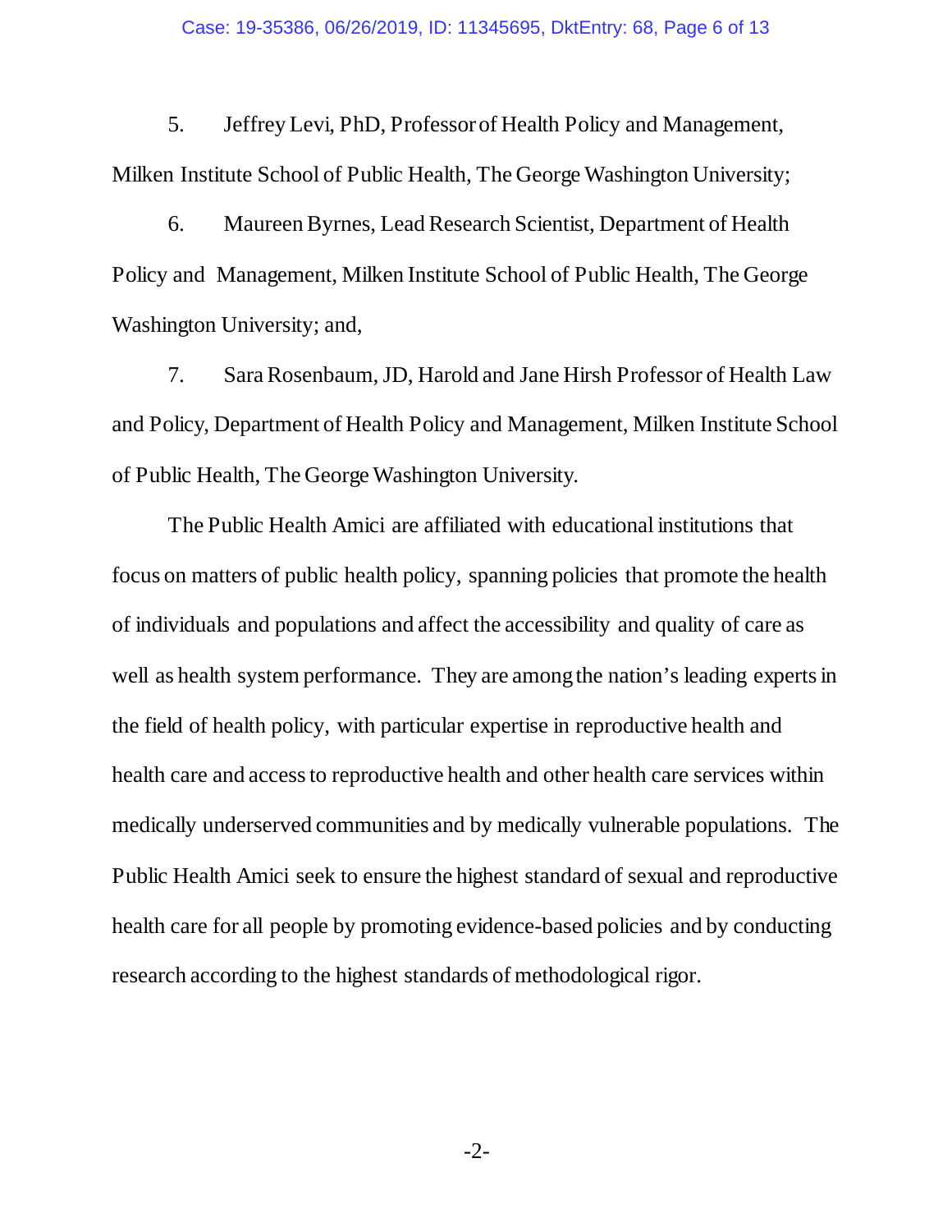5. Jeffrey Levi, PhD, Professor of Health Policy and Management, Milken Institute School of Public Health, The George Washington University;

6. Maureen Byrnes, Lead Research Scientist, Department of Health Policy and Management, Milken Institute School of Public Health, The George Washington University; and,

7. Sara Rosenbaum, JD, Harold and Jane Hirsh Professor of Health Law and Policy, Department of Health Policy and Management, Milken Institute School of Public Health, The George Washington University.

The Public Health Amici are affiliated with educational institutions that focus on matters of public health policy, spanning policies that promote the health of individuals and populations and affect the accessibility and quality of care as well as health system performance. They are among the nation's leading experts in the field of health policy, with particular expertise in reproductive health and health care and access to reproductive health and other health care services within medically underserved communities and by medically vulnerable populations. The Public Health Amici seek to ensure the highest standard of sexual and reproductive health care for all people by promoting evidence-based policies and by conducting research according to the highest standards of methodological rigor.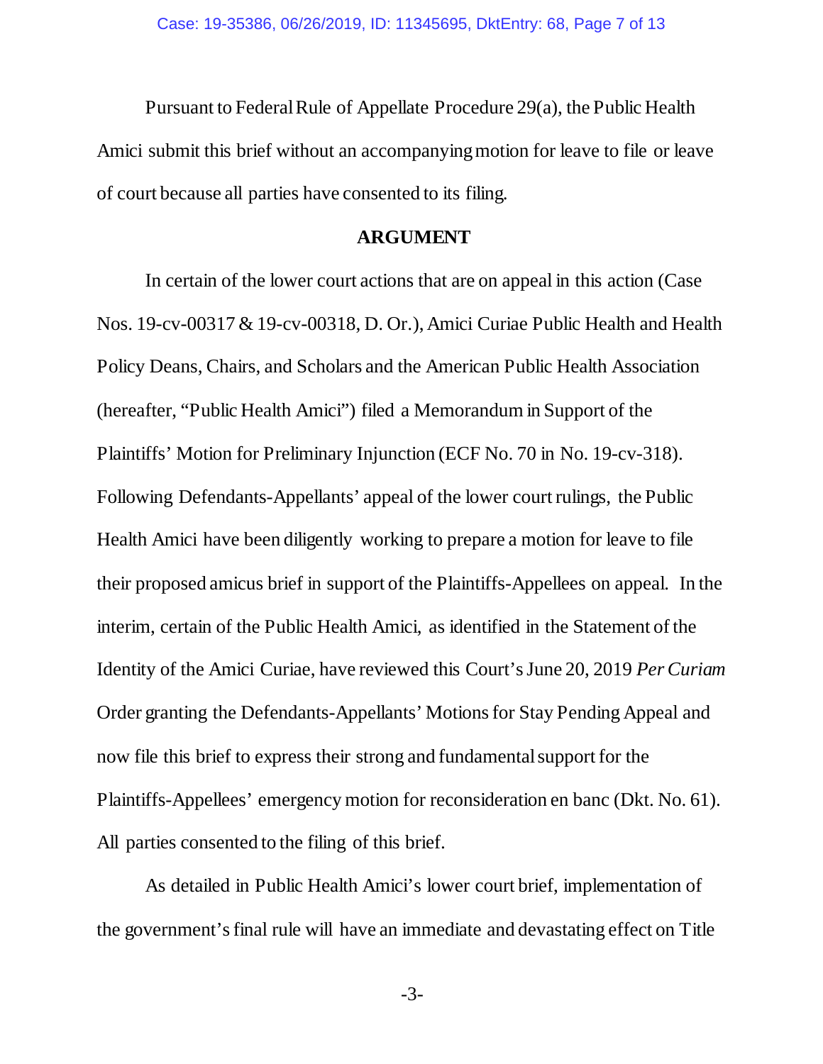Pursuant to Federal Rule of Appellate Procedure 29(a), the Public Health Amici submit this brief without an accompanying motion for leave to file or leave of court because all parties have consented to its filing.

## ARGUMENT

In certain of the lower court actions that are on appeal in this action (Case Nos. 19-cv-00317 & 19-cv-00318, D. Or.), Amici Curiae Public Health and Health Policy Deans, Chairs, and Scholars and the American Public Health Association (hereafter, "Public Health Amici") filed a Memorandum in Support of the Plaintiffs' Motion for Preliminary Injunction (ECF No. 70 in No. 19-cv-318). Following Defendants-Appellants' appeal of the lower court rulings, the Public Health Amici have been diligently working to prepare a motion for leave to file their proposed amicus brief in support of the Plaintiffs-Appellees on appeal. In the interim, certain of the Public Health Amici, as identified in the Statement of the Identity of the Amici Curiae, have reviewed this Court's June 20, 2019 *Per Curiam* Order granting the Defendants-Appellants' Motions for Stay Pending Appeal and now file this brief to express their strong and fundamental support for the Plaintiffs-Appellees' emergency motion for reconsideration en banc (Dkt. No. 61). All parties consented to the filing of this brief.

As detailed in Public Health Amici's lower court brief, implementation of the government's final rule will have an immediate and devastating effect on Title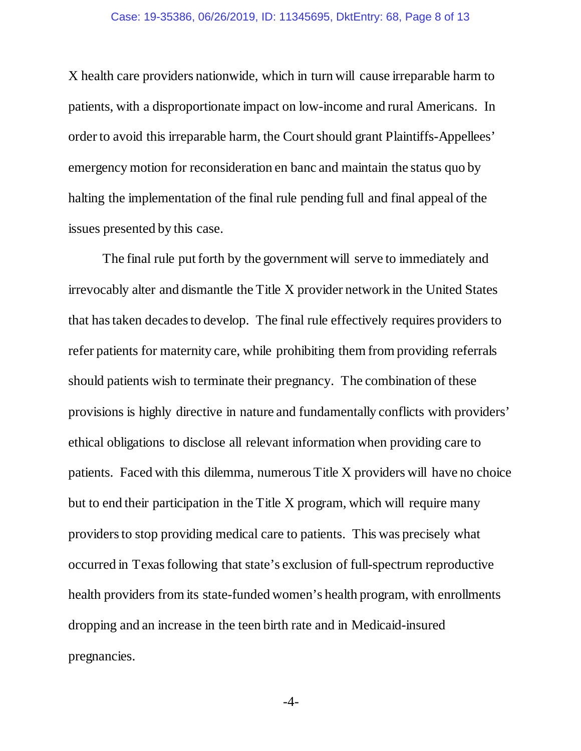X health care providers nationwide, which in turn will cause irreparable harm to patients, with a disproportionate impact on low-income and rural Americans. In order to avoid this irreparable harm, the Court should grant Plaintiffs-Appellees' emergency motion for reconsideration en banc and maintain the status quo by halting the implementation of the final rule pending full and final appeal of the issues presented by this case.

The final rule put forth by the government will serve to immediately and irrevocably alter and dismantle the Title X provider network in the United States that has taken decades to develop. The final rule effectively requires providers to refer patients for maternity care, while prohibiting them from providing referrals should patients wish to terminate their pregnancy. The combination of these provisions is highly directive in nature and fundamentally conflicts with providers' ethical obligations to disclose all relevant information when providing care to patients. Faced with this dilemma, numerous Title X providers will have no choice but to end their participation in the Title X program, which will require many providers to stop providing medical care to patients. This was precisely what occurred in Texas following that state's exclusion of full-spectrum reproductive health providers from its state-funded women's health program, with enrollments dropping and an increase in the teen birth rate and in Medicaid-insured pregnancies.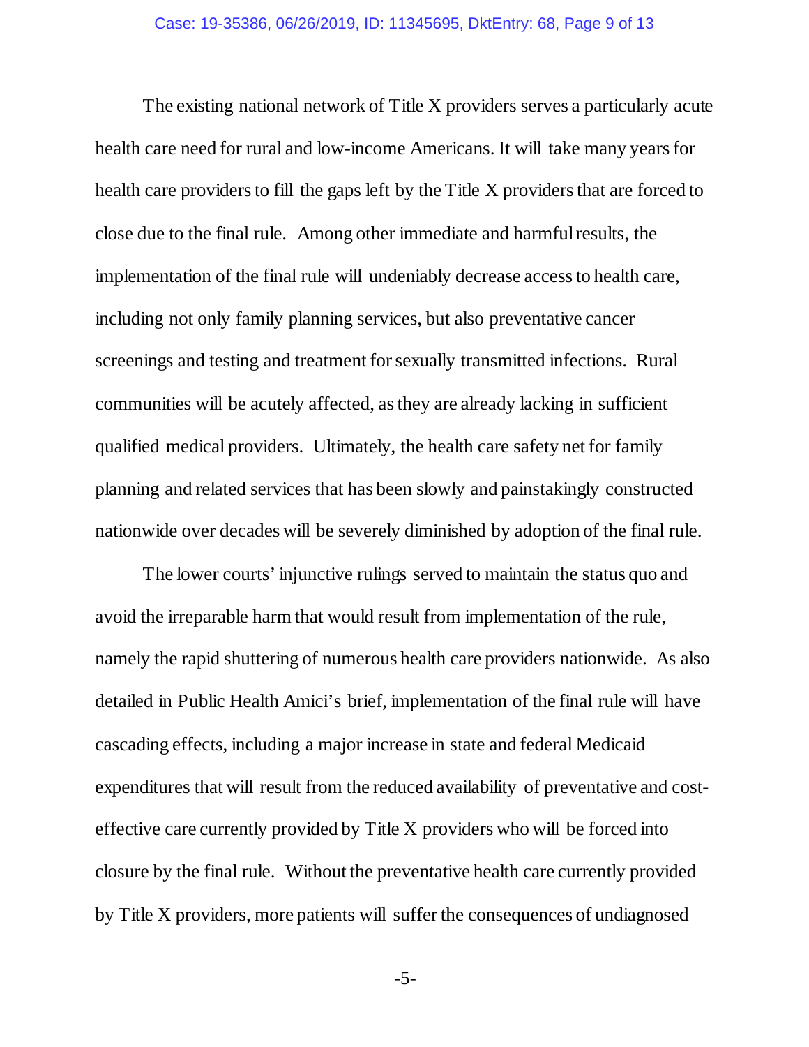The existing national network of Title X providers serves a particularly acute health care need for rural and low-income Americans. It will take many years for health care providers to fill the gaps left by the Title X providers that are forced to close due to the final rule. Among other immediate and harmful results, the implementation of the final rule will undeniably decrease access to health care, including not only family planning services, but also preventative cancer screenings and testing and treatment for sexually transmitted infections. Rural communities will be acutely affected, as they are already lacking in sufficient qualified medical providers. Ultimately, the health care safety net for family planning and related services that has been slowly and painstakingly constructed nationwide over decades will be severely diminished by adoption of the final rule.

The lower courts' injunctive rulings served to maintain the status quo and avoid the irreparable harm that would result from implementation of the rule, namely the rapid shuttering of numerous health care providers nationwide. As also detailed in Public Health Amici's brief, implementation of the final rule will have cascading effects, including a major increase in state and federal Medicaid expenditures that will result from the reduced availability of preventative and cost-effective care currently provided by Title X providers who will be forced into closure by the final rule. Without the preventative health care currently provided by Title X providers, more patients will suffer the consequences of undiagnosed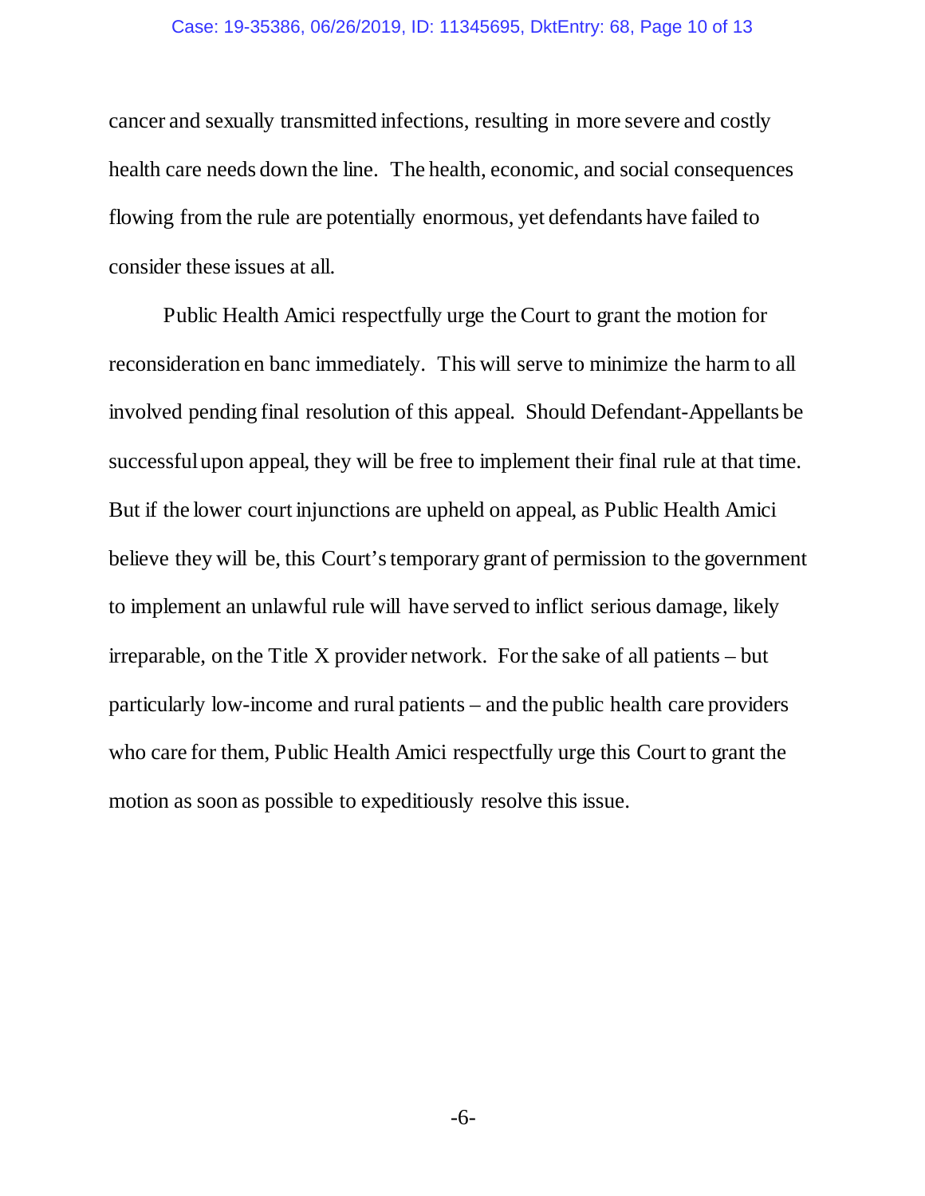cancer and sexually transmitted infections, resulting in more severe and costly health care needs down the line. The health, economic, and social consequences flowing from the rule are potentially enormous, yet defendants have failed to consider these issues at all.

Public Health Amici respectfully urge the Court to grant the motion for reconsideration en banc immediately. This will serve to minimize the harm to all involved pending final resolution of this appeal. Should Defendant-Appellants be successful upon appeal, they will be free to implement their final rule at that time. But if the lower court injunctions are upheld on appeal, as Public Health Amici believe they will be, this Court's temporary grant of permission to the government to implement an unlawful rule will have served to inflict serious damage, likely irreparable, on the Title X provider network. For the sake of all patients – but particularly low-income and rural patients – and the public health care providers who care for them, Public Health Amici respectfully urge this Court to grant the motion as soon as possible to expeditiously resolve this issue.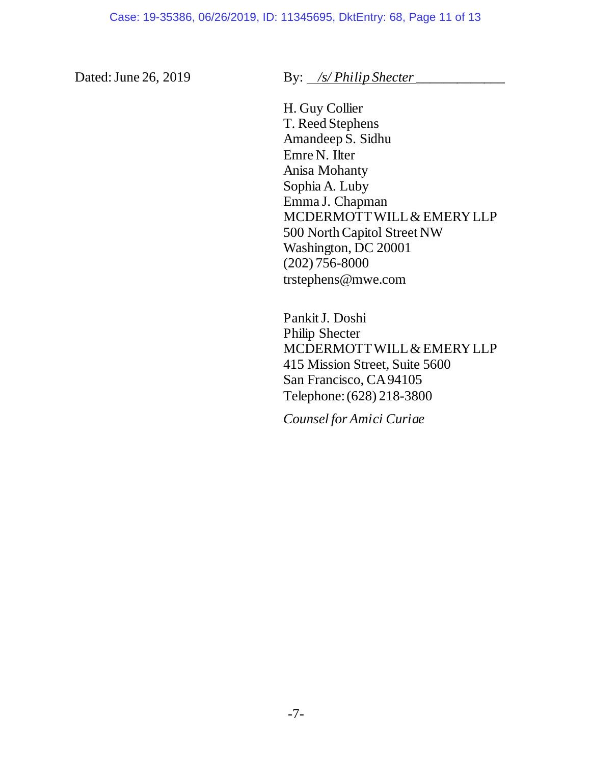Dated: June 26, 2019

By: *\/s/ Philip Shecter*

H. Guy Collier
T. Reed Stephens
Amandeep S. Sidhu
Emre N. Ilter
Anisa Mohanty
Sophia A. Luby
Emma J. Chapman
MCDERMOTT WILL & EMERY LLP
500 North Capitol Street NW
Washington, DC 20001
(202) 756-8000
trstephens@mwe.com

Pankit J. Doshi
Philip Shecter
MCDERMOTT WILL & EMERY LLP
415 Mission Street, Suite 5600
San Francisco, CA 94105
Telephone: (628) 218-3800

*Counsel for Amici Curiae*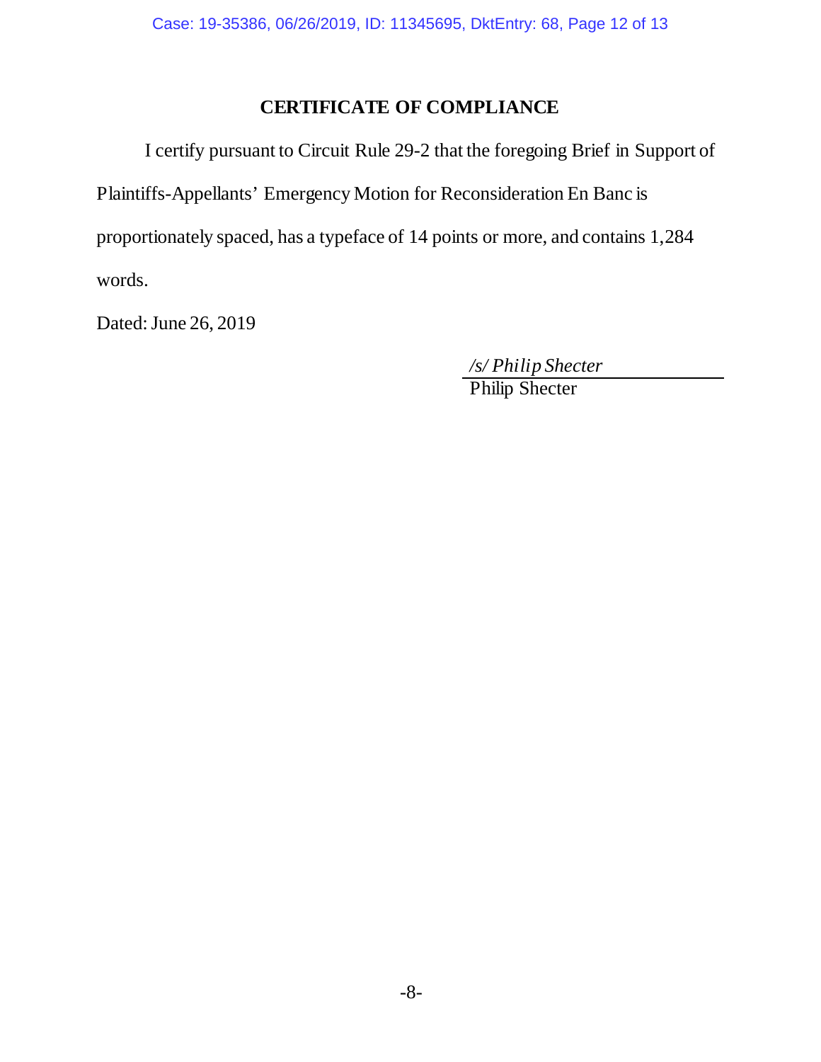# CERTIFICATE OF COMPLIANCE

I certify pursuant to Circuit Rule 29-2 that the foregoing Brief in Support of Plaintiffs-Appellants' Emergency Motion for Reconsideration En Banc is proportionately spaced, has a typeface of 14 points or more, and contains 1,284 words.

Dated: June 26, 2019

*/s/ Philip Shecter*
Philip Shecter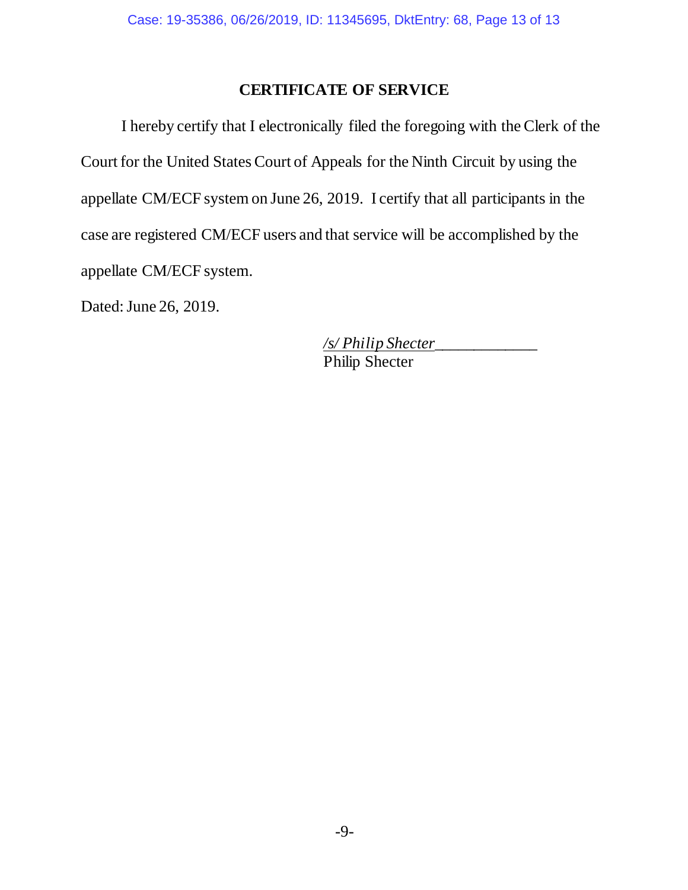## CERTIFICATE OF SERVICE

I hereby certify that I electronically filed the foregoing with the Clerk of the Court for the United States Court of Appeals for the Ninth Circuit by using the appellate CM/ECF system on June 26, 2019. I certify that all participants in the case are registered CM/ECF users and that service will be accomplished by the appellate CM/ECF system.

Dated: June 26, 2019.

*/s/ Philip Shecter*\_\_\_\_\_\_\_\_\_\_\_\_\_
Philip Shecter